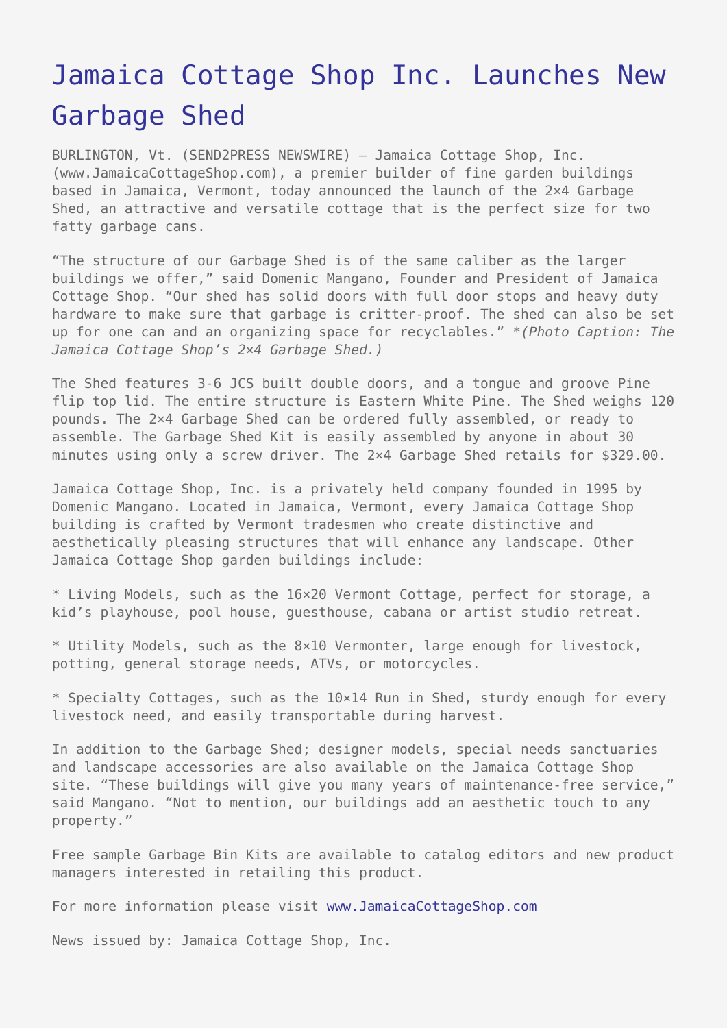# Jamaica Cottage Shop Inc. Launches New Garbage Shed

BURLINGTON, Vt. (SEND2PRESS NEWSWIRE) — Jamaica Cottage Shop, Inc. (www.JamaicaCottageShop.com), a premier builder of fine garden buildings based in Jamaica, Vermont, today announced the launch of the 2×4 Garbage Shed, an attractive and versatile cottage that is the perfect size for two fatty garbage cans.

"The structure of our Garbage Shed is of the same caliber as the larger buildings we offer," said Domenic Mangano, Founder and President of Jamaica Cottage Shop. "Our shed has solid doors with full door stops and heavy duty hardware to make sure that garbage is critter-proof. The shed can also be set up for one can and an organizing space for recyclables." *(Photo Caption: The Jamaica Cottage Shop's 2×4 Garbage Shed.)*

The Shed features 3-6 JCS built double doors, and a tongue and groove Pine flip top lid. The entire structure is Eastern White Pine. The Shed weighs 120 pounds. The 2×4 Garbage Shed can be ordered fully assembled, or ready to assemble. The Garbage Shed Kit is easily assembled by anyone in about 30 minutes using only a screw driver. The 2×4 Garbage Shed retails for $329.00.

Jamaica Cottage Shop, Inc. is a privately held company founded in 1995 by Domenic Mangano. Located in Jamaica, Vermont, every Jamaica Cottage Shop building is crafted by Vermont tradesmen who create distinctive and aesthetically pleasing structures that will enhance any landscape. Other Jamaica Cottage Shop garden buildings include:

* Living Models, such as the 16×20 Vermont Cottage, perfect for storage, a kid's playhouse, pool house, guesthouse, cabana or artist studio retreat.

* Utility Models, such as the 8×10 Vermonter, large enough for livestock, potting, general storage needs, ATVs, or motorcycles.

* Specialty Cottages, such as the 10×14 Run in Shed, sturdy enough for every livestock need, and easily transportable during harvest.

In addition to the Garbage Shed; designer models, special needs sanctuaries and landscape accessories are also available on the Jamaica Cottage Shop site. "These buildings will give you many years of maintenance-free service," said Mangano. "Not to mention, our buildings add an aesthetic touch to any property."

Free sample Garbage Bin Kits are available to catalog editors and new product managers interested in retailing this product.

For more information please visit www.JamaicaCottageShop.com

News issued by: Jamaica Cottage Shop, Inc.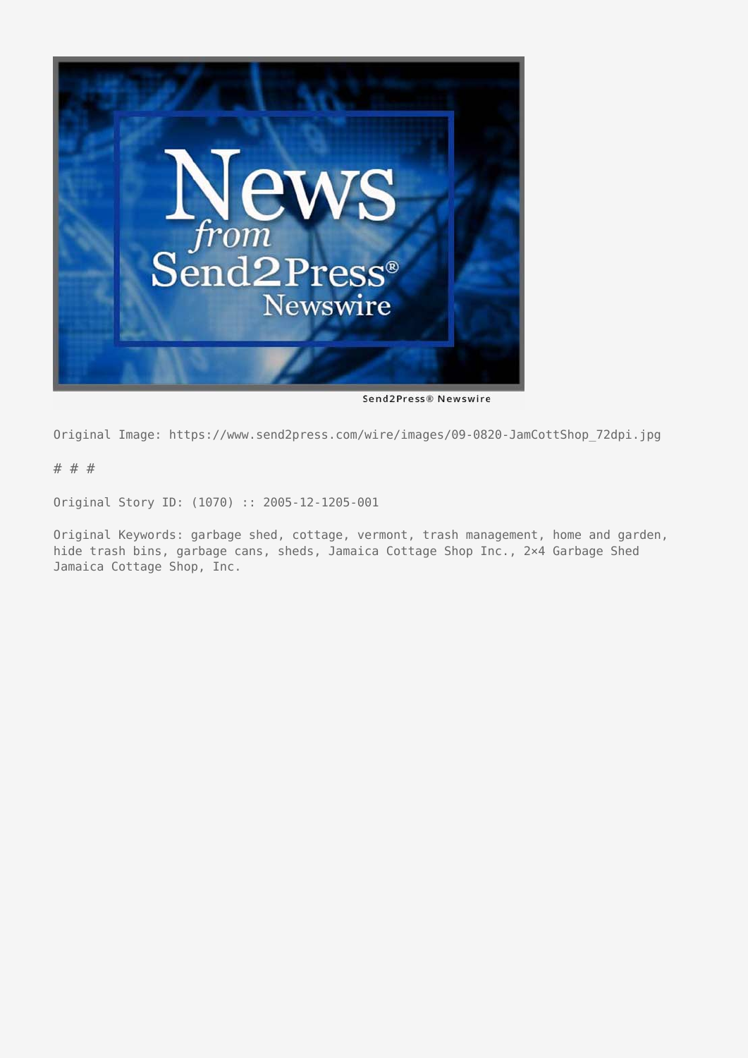Send2Press® Newswire

Original Image: https://www.send2press.com/wire/images/09-0820-JamCottShop_72dpi.jpg

# # #

Original Story ID: (1070) :: 2005-12-1205-001

Original Keywords: garbage shed, cottage, vermont, trash management, home and garden, hide trash bins, garbage cans, sheds, Jamaica Cottage Shop Inc., 2×4 Garbage Shed
Jamaica Cottage Shop, Inc.